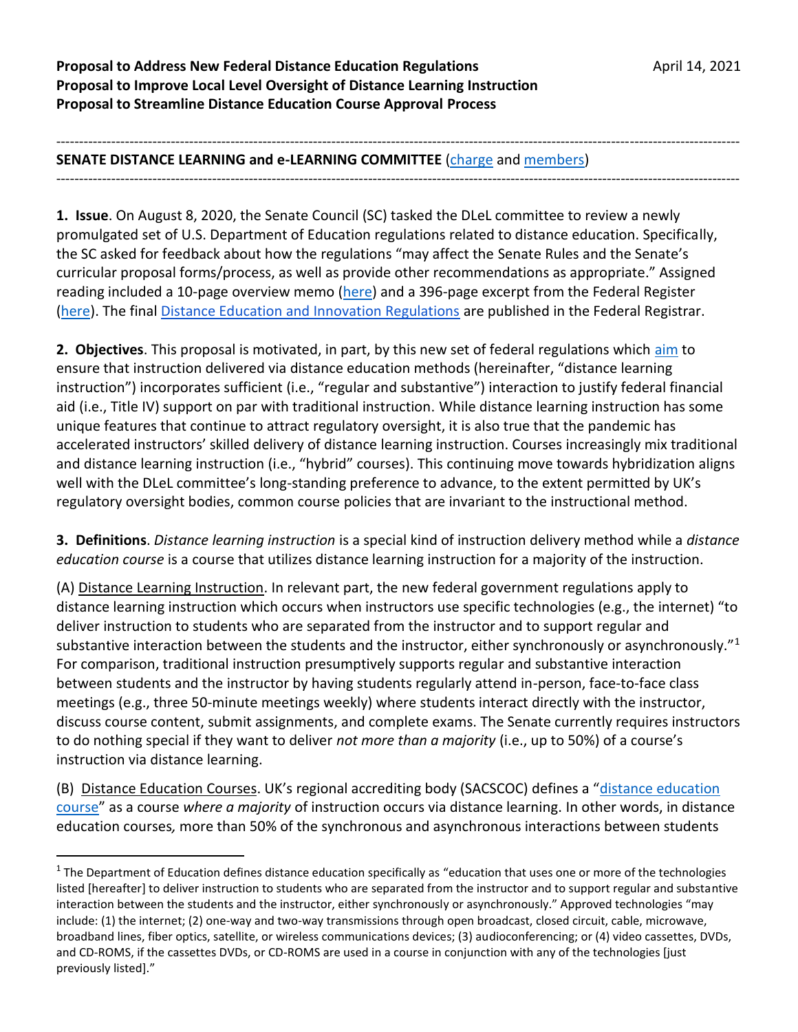**Proposal to Address New Federal Distance Education Regulations** April 14, 2021
**Proposal to Improve Local Level Oversight of Distance Learning Instruction**
**Proposal to Streamline Distance Education Course Approval Process**

---

**SENATE DISTANCE LEARNING and e-LEARNING COMMITTEE** (charge and members)

---

**1. Issue**. On August 8, 2020, the Senate Council (SC) tasked the DLeL committee to review a newly promulgated set of U.S. Department of Education regulations related to distance education. Specifically, the SC asked for feedback about how the regulations "may affect the Senate Rules and the Senate's curricular proposal forms/process, as well as provide other recommendations as appropriate." Assigned reading included a 10-page overview memo (here) and a 396-page excerpt from the Federal Register (here). The final Distance Education and Innovation Regulations are published in the Federal Registrar.

**2. Objectives**. This proposal is motivated, in part, by this new set of federal regulations which aim to ensure that instruction delivered via distance education methods (hereinafter, "distance learning instruction") incorporates sufficient (i.e., "regular and substantive") interaction to justify federal financial aid (i.e., Title IV) support on par with traditional instruction. While distance learning instruction has some unique features that continue to attract regulatory oversight, it is also true that the pandemic has accelerated instructors' skilled delivery of distance learning instruction. Courses increasingly mix traditional and distance learning instruction (i.e., "hybrid" courses). This continuing move towards hybridization aligns well with the DLeL committee's long-standing preference to advance, to the extent permitted by UK's regulatory oversight bodies, common course policies that are invariant to the instructional method.

**3. Definitions**. *Distance learning instruction* is a special kind of instruction delivery method while a *distance education course* is a course that utilizes distance learning instruction for a majority of the instruction.

(A) Distance Learning Instruction. In relevant part, the new federal government regulations apply to distance learning instruction which occurs when instructors use specific technologies (e.g., the internet) "to deliver instruction to students who are separated from the instructor and to support regular and substantive interaction between the students and the instructor, either synchronously or asynchronously."[1] For comparison, traditional instruction presumptively supports regular and substantive interaction between students and the instructor by having students regularly attend in-person, face-to-face class meetings (e.g., three 50-minute meetings weekly) where students interact directly with the instructor, discuss course content, submit assignments, and complete exams. The Senate currently requires instructors to do nothing special if they want to deliver *not more than a majority* (i.e., up to 50%) of a course's instruction via distance learning.

(B) Distance Education Courses. UK's regional accrediting body (SACSCOC) defines a "distance education course" as a course *where a majority* of instruction occurs via distance learning. In other words, in distance education courses*,* more than 50% of the synchronous and asynchronous interactions between students

---

[1] The Department of Education defines distance education specifically as "education that uses one or more of the technologies listed [hereafter] to deliver instruction to students who are separated from the instructor and to support regular and substantive interaction between the students and the instructor, either synchronously or asynchronously." Approved technologies "may include: (1) the internet; (2) one-way and two-way transmissions through open broadcast, closed circuit, cable, microwave, broadband lines, fiber optics, satellite, or wireless communications devices; (3) audioconferencing; or (4) video cassettes, DVDs, and CD-ROMS, if the cassettes DVDs, or CD-ROMS are used in a course in conjunction with any of the technologies [just previously listed]."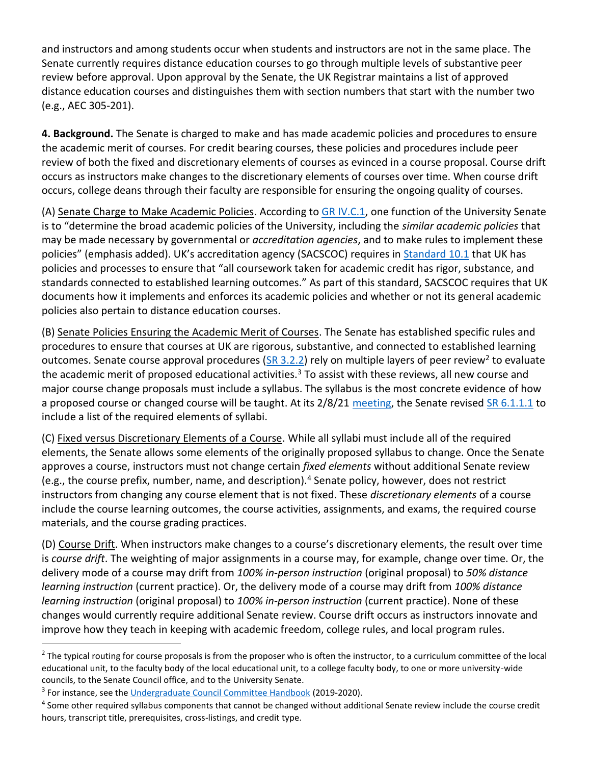and instructors and among students occur when students and instructors are not in the same place. The Senate currently requires distance education courses to go through multiple levels of substantive peer review before approval. Upon approval by the Senate, the UK Registrar maintains a list of approved distance education courses and distinguishes them with section numbers that start with the number two (e.g., AEC 305-201).

**4. Background.** The Senate is charged to make and has made academic policies and procedures to ensure the academic merit of courses. For credit bearing courses, these policies and procedures include peer review of both the fixed and discretionary elements of courses as evinced in a course proposal. Course drift occurs as instructors make changes to the discretionary elements of courses over time. When course drift occurs, college deans through their faculty are responsible for ensuring the ongoing quality of courses.

(A) Senate Charge to Make Academic Policies. According to [GR IV.C.1](), one function of the University Senate is to "determine the broad academic policies of the University, including the *similar academic policies* that may be made necessary by governmental or *accreditation agencies*, and to make rules to implement these policies" (emphasis added). UK's accreditation agency (SACSCOC) requires in [Standard 10.1]() that UK has policies and processes to ensure that "all coursework taken for academic credit has rigor, substance, and standards connected to established learning outcomes." As part of this standard, SACSCOC requires that UK documents how it implements and enforces its academic policies and whether or not its general academic policies also pertain to distance education courses.

(B) Senate Policies Ensuring the Academic Merit of Courses. The Senate has established specific rules and procedures to ensure that courses at UK are rigorous, substantive, and connected to established learning outcomes. Senate course approval procedures ([SR 3.2.2]()) rely on multiple layers of peer review[2] to evaluate the academic merit of proposed educational activities.[3] To assist with these reviews, all new course and major course change proposals must include a syllabus. The syllabus is the most concrete evidence of how a proposed course or changed course will be taught. At its 2/8/21 [meeting](), the Senate revised [SR 6.1.1.1]() to include a list of the required elements of syllabi.

(C) Fixed versus Discretionary Elements of a Course. While all syllabi must include all of the required elements, the Senate allows some elements of the originally proposed syllabus to change. Once the Senate approves a course, instructors must not change certain *fixed elements* without additional Senate review (e.g., the course prefix, number, name, and description).[4] Senate policy, however, does not restrict instructors from changing any course element that is not fixed. These *discretionary elements* of a course include the course learning outcomes, the course activities, assignments, and exams, the required course materials, and the course grading practices.

(D) Course Drift. When instructors make changes to a course's discretionary elements, the result over time is *course drift*. The weighting of major assignments in a course may, for example, change over time. Or, the delivery mode of a course may drift from *100% in-person instruction* (original proposal) to *50% distance learning instruction* (current practice). Or, the delivery mode of a course may drift from *100% distance learning instruction* (original proposal) to *100% in-person instruction* (current practice). None of these changes would currently require additional Senate review. Course drift occurs as instructors innovate and improve how they teach in keeping with academic freedom, college rules, and local program rules.

---

[2] The typical routing for course proposals is from the proposer who is often the instructor, to a curriculum committee of the local educational unit, to the faculty body of the local educational unit, to a college faculty body, to one or more university-wide councils, to the Senate Council office, and to the University Senate.

[3] For instance, see the [Undergraduate Council Committee Handbook]() (2019-2020).

[4] Some other required syllabus components that cannot be changed without additional Senate review include the course credit hours, transcript title, prerequisites, cross-listings, and credit type.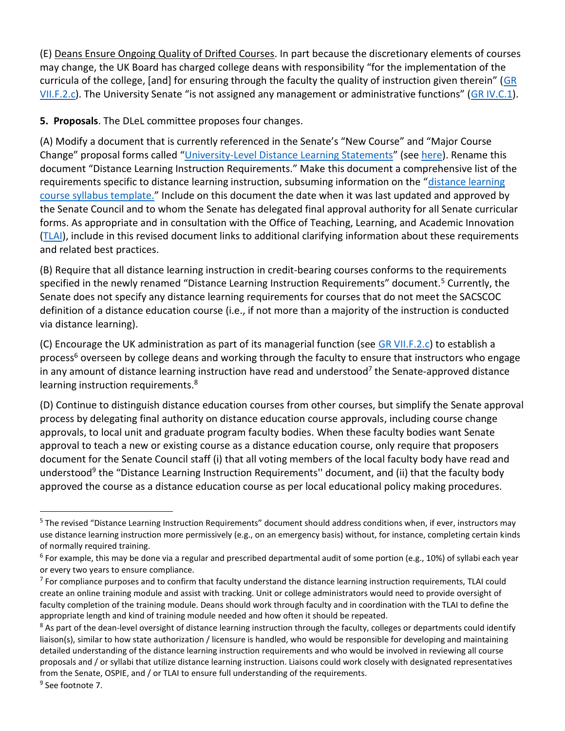(E) Deans Ensure Ongoing Quality of Drifted Courses. In part because the discretionary elements of courses may change, the UK Board has charged college deans with responsibility "for the implementation of the curricula of the college, [and] for ensuring through the faculty the quality of instruction given therein" (GR VII.F.2.c). The University Senate "is not assigned any management or administrative functions" (GR IV.C.1).

**5. Proposals**. The DLeL committee proposes four changes.

(A) Modify a document that is currently referenced in the Senate's "New Course" and "Major Course Change" proposal forms called "University-Level Distance Learning Statements" (see here). Rename this document "Distance Learning Instruction Requirements." Make this document a comprehensive list of the requirements specific to distance learning instruction, subsuming information on the "distance learning course syllabus template." Include on this document the date when it was last updated and approved by the Senate Council and to whom the Senate has delegated final approval authority for all Senate curricular forms. As appropriate and in consultation with the Office of Teaching, Learning, and Academic Innovation (TLAI), include in this revised document links to additional clarifying information about these requirements and related best practices.

(B) Require that all distance learning instruction in credit-bearing courses conforms to the requirements specified in the newly renamed "Distance Learning Instruction Requirements" document.[5] Currently, the Senate does not specify any distance learning requirements for courses that do not meet the SACSCOC definition of a distance education course (i.e., if not more than a majority of the instruction is conducted via distance learning).

(C) Encourage the UK administration as part of its managerial function (see GR VII.F.2.c) to establish a process[6] overseen by college deans and working through the faculty to ensure that instructors who engage in any amount of distance learning instruction have read and understood[7] the Senate-approved distance learning instruction requirements.[8]

(D) Continue to distinguish distance education courses from other courses, but simplify the Senate approval process by delegating final authority on distance education course approvals, including course change approvals, to local unit and graduate program faculty bodies. When these faculty bodies want Senate approval to teach a new or existing course as a distance education course, only require that proposers document for the Senate Council staff (i) that all voting members of the local faculty body have read and understood[9] the "Distance Learning Instruction Requirements'' document, and (ii) that the faculty body approved the course as a distance education course as per local educational policy making procedures.

---

[5] The revised "Distance Learning Instruction Requirements" document should address conditions when, if ever, instructors may use distance learning instruction more permissively (e.g., on an emergency basis) without, for instance, completing certain kinds of normally required training.

[6] For example, this may be done via a regular and prescribed departmental audit of some portion (e.g., 10%) of syllabi each year or every two years to ensure compliance.

[7] For compliance purposes and to confirm that faculty understand the distance learning instruction requirements, TLAI could create an online training module and assist with tracking. Unit or college administrators would need to provide oversight of faculty completion of the training module. Deans should work through faculty and in coordination with the TLAI to define the appropriate length and kind of training module needed and how often it should be repeated.

[8] As part of the dean-level oversight of distance learning instruction through the faculty, colleges or departments could identify liaison(s), similar to how state authorization / licensure is handled, who would be responsible for developing and maintaining detailed understanding of the distance learning instruction requirements and who would be involved in reviewing all course proposals and / or syllabi that utilize distance learning instruction. Liaisons could work closely with designated representatives from the Senate, OSPIE, and / or TLAI to ensure full understanding of the requirements.

[9] See footnote 7.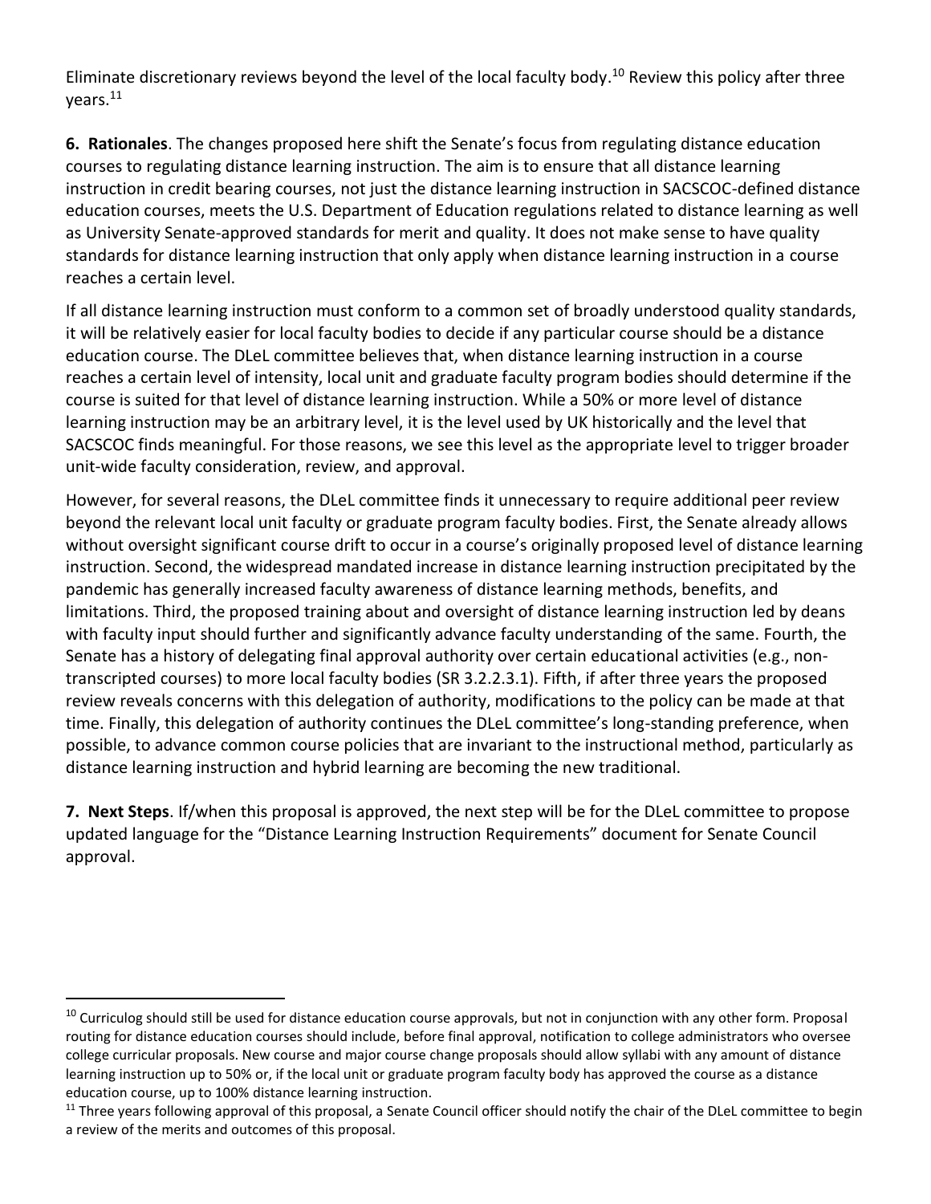Eliminate discretionary reviews beyond the level of the local faculty body.[10] Review this policy after three years.[11]

**6. Rationales**. The changes proposed here shift the Senate's focus from regulating distance education courses to regulating distance learning instruction. The aim is to ensure that all distance learning instruction in credit bearing courses, not just the distance learning instruction in SACSCOC-defined distance education courses, meets the U.S. Department of Education regulations related to distance learning as well as University Senate-approved standards for merit and quality. It does not make sense to have quality standards for distance learning instruction that only apply when distance learning instruction in a course reaches a certain level.

If all distance learning instruction must conform to a common set of broadly understood quality standards, it will be relatively easier for local faculty bodies to decide if any particular course should be a distance education course. The DLeL committee believes that, when distance learning instruction in a course reaches a certain level of intensity, local unit and graduate faculty program bodies should determine if the course is suited for that level of distance learning instruction. While a 50% or more level of distance learning instruction may be an arbitrary level, it is the level used by UK historically and the level that SACSCOC finds meaningful. For those reasons, we see this level as the appropriate level to trigger broader unit-wide faculty consideration, review, and approval.

However, for several reasons, the DLeL committee finds it unnecessary to require additional peer review beyond the relevant local unit faculty or graduate program faculty bodies. First, the Senate already allows without oversight significant course drift to occur in a course's originally proposed level of distance learning instruction. Second, the widespread mandated increase in distance learning instruction precipitated by the pandemic has generally increased faculty awareness of distance learning methods, benefits, and limitations. Third, the proposed training about and oversight of distance learning instruction led by deans with faculty input should further and significantly advance faculty understanding of the same. Fourth, the Senate has a history of delegating final approval authority over certain educational activities (e.g., non-transcripted courses) to more local faculty bodies (SR 3.2.2.3.1). Fifth, if after three years the proposed review reveals concerns with this delegation of authority, modifications to the policy can be made at that time. Finally, this delegation of authority continues the DLeL committee's long-standing preference, when possible, to advance common course policies that are invariant to the instructional method, particularly as distance learning instruction and hybrid learning are becoming the new traditional.

**7. Next Steps**. If/when this proposal is approved, the next step will be for the DLeL committee to propose updated language for the "Distance Learning Instruction Requirements" document for Senate Council approval.

---

[10] Curriculog should still be used for distance education course approvals, but not in conjunction with any other form. Proposal routing for distance education courses should include, before final approval, notification to college administrators who oversee college curricular proposals. New course and major course change proposals should allow syllabi with any amount of distance learning instruction up to 50% or, if the local unit or graduate program faculty body has approved the course as a distance education course, up to 100% distance learning instruction.

[11] Three years following approval of this proposal, a Senate Council officer should notify the chair of the DLeL committee to begin a review of the merits and outcomes of this proposal.